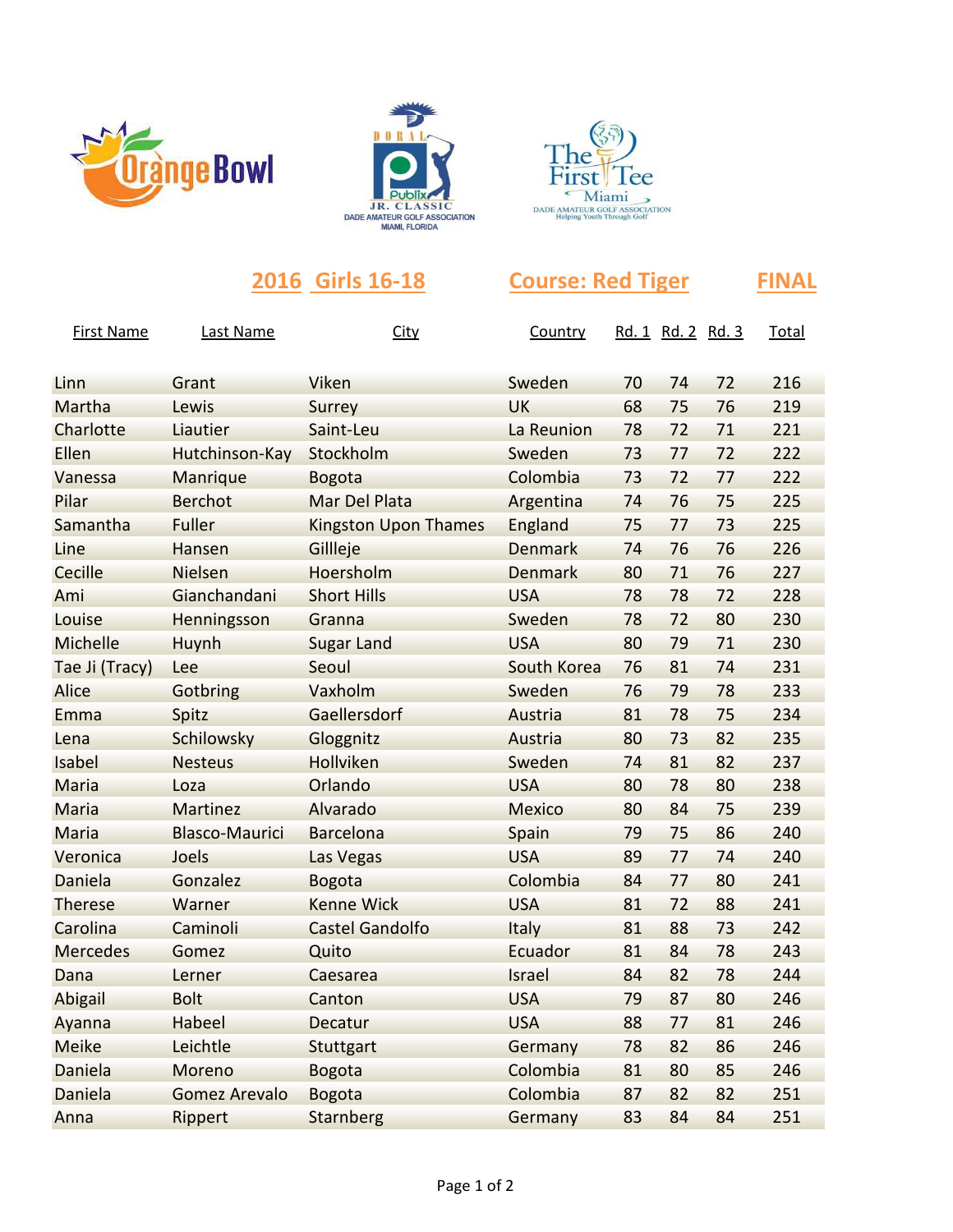Orange Bowl — Doral Publix Jr. Classic, Dade Amateur Golf Association, Miami, Florida — The First Tee Miami, Dade Amateur Golf Association, Helping Youth Through Golf

## 2016 Girls 16-18 Course: Red Tiger FINAL

| First Name | Last Name | City | Country | Rd. 1 | Rd. 2 | Rd. 3 | Total |
|---|---|---|---|---|---|---|---|
| Linn | Grant | Viken | Sweden | 70 | 74 | 72 | 216 |
| Martha | Lewis | Surrey | UK | 68 | 75 | 76 | 219 |
| Charlotte | Liautier | Saint-Leu | La Reunion | 78 | 72 | 71 | 221 |
| Ellen | Hutchinson-Kay | Stockholm | Sweden | 73 | 77 | 72 | 222 |
| Vanessa | Manrique | Bogota | Colombia | 73 | 72 | 77 | 222 |
| Pilar | Berchot | Mar Del Plata | Argentina | 74 | 76 | 75 | 225 |
| Samantha | Fuller | Kingston Upon Thames | England | 75 | 77 | 73 | 225 |
| Line | Hansen | Gillleje | Denmark | 74 | 76 | 76 | 226 |
| Cecille | Nielsen | Hoersholm | Denmark | 80 | 71 | 76 | 227 |
| Ami | Gianchandani | Short Hills | USA | 78 | 78 | 72 | 228 |
| Louise | Henningsson | Granna | Sweden | 78 | 72 | 80 | 230 |
| Michelle | Huynh | Sugar Land | USA | 80 | 79 | 71 | 230 |
| Tae Ji (Tracy) | Lee | Seoul | South Korea | 76 | 81 | 74 | 231 |
| Alice | Gotbring | Vaxholm | Sweden | 76 | 79 | 78 | 233 |
| Emma | Spitz | Gaellersdorf | Austria | 81 | 78 | 75 | 234 |
| Lena | Schilowsky | Gloggnitz | Austria | 80 | 73 | 82 | 235 |
| Isabel | Nesteus | Hollviken | Sweden | 74 | 81 | 82 | 237 |
| Maria | Loza | Orlando | USA | 80 | 78 | 80 | 238 |
| Maria | Martinez | Alvarado | Mexico | 80 | 84 | 75 | 239 |
| Maria | Blasco-Maurici | Barcelona | Spain | 79 | 75 | 86 | 240 |
| Veronica | Joels | Las Vegas | USA | 89 | 77 | 74 | 240 |
| Daniela | Gonzalez | Bogota | Colombia | 84 | 77 | 80 | 241 |
| Therese | Warner | Kenne Wick | USA | 81 | 72 | 88 | 241 |
| Carolina | Caminoli | Castel Gandolfo | Italy | 81 | 88 | 73 | 242 |
| Mercedes | Gomez | Quito | Ecuador | 81 | 84 | 78 | 243 |
| Dana | Lerner | Caesarea | Israel | 84 | 82 | 78 | 244 |
| Abigail | Bolt | Canton | USA | 79 | 87 | 80 | 246 |
| Ayanna | Habeel | Decatur | USA | 88 | 77 | 81 | 246 |
| Meike | Leichtle | Stuttgart | Germany | 78 | 82 | 86 | 246 |
| Daniela | Moreno | Bogota | Colombia | 81 | 80 | 85 | 246 |
| Daniela | Gomez Arevalo | Bogota | Colombia | 87 | 82 | 82 | 251 |
| Anna | Rippert | Starnberg | Germany | 83 | 84 | 84 | 251 |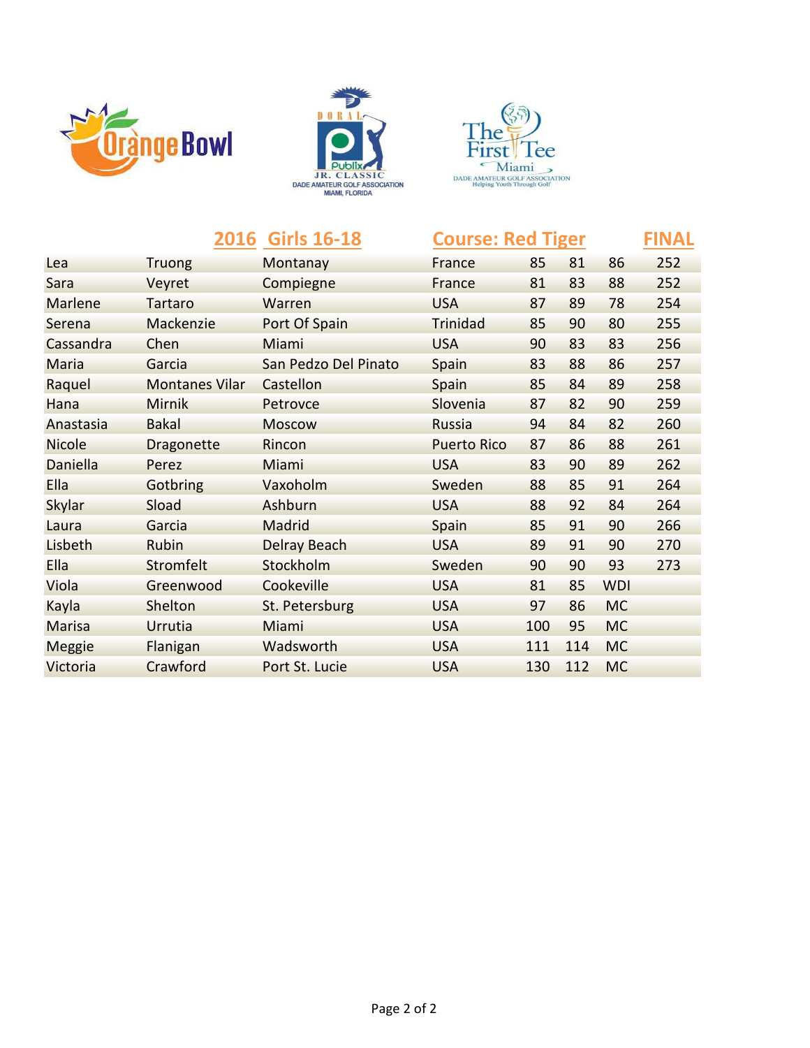Orange Bowl

DORAL Publix JR. CLASSIC
DADE AMATEUR GOLF ASSOCIATION
MIAMI, FLORIDA

The First Tee Miami
DADE AMATEUR GOLF ASSOCIATION
Helping Youth Through Golf

| | | 2016 Girls 16-18 | Course: Red Tiger | | | | FINAL |
|---|---|---|---|---|---|---|---|
| Lea | Truong | Montanay | France | 85 | 81 | 86 | 252 |
| Sara | Veyret | Compiegne | France | 81 | 83 | 88 | 252 |
| Marlene | Tartaro | Warren | USA | 87 | 89 | 78 | 254 |
| Serena | Mackenzie | Port Of Spain | Trinidad | 85 | 90 | 80 | 255 |
| Cassandra | Chen | Miami | USA | 90 | 83 | 83 | 256 |
| Maria | Garcia | San Pedzo Del Pinato | Spain | 83 | 88 | 86 | 257 |
| Raquel | Montanes Vilar | Castellon | Spain | 85 | 84 | 89 | 258 |
| Hana | Mirnik | Petrovce | Slovenia | 87 | 82 | 90 | 259 |
| Anastasia | Bakal | Moscow | Russia | 94 | 84 | 82 | 260 |
| Nicole | Dragonette | Rincon | Puerto Rico | 87 | 86 | 88 | 261 |
| Daniella | Perez | Miami | USA | 83 | 90 | 89 | 262 |
| Ella | Gotbring | Vaxoholm | Sweden | 88 | 85 | 91 | 264 |
| Skylar | Sload | Ashburn | USA | 88 | 92 | 84 | 264 |
| Laura | Garcia | Madrid | Spain | 85 | 91 | 90 | 266 |
| Lisbeth | Rubin | Delray Beach | USA | 89 | 91 | 90 | 270 |
| Ella | Stromfelt | Stockholm | Sweden | 90 | 90 | 93 | 273 |
| Viola | Greenwood | Cookeville | USA | 81 | 85 | WDI | |
| Kayla | Shelton | St. Petersburg | USA | 97 | 86 | MC | |
| Marisa | Urrutia | Miami | USA | 100 | 95 | MC | |
| Meggie | Flanigan | Wadsworth | USA | 111 | 114 | MC | |
| Victoria | Crawford | Port St. Lucie | USA | 130 | 112 | MC | |